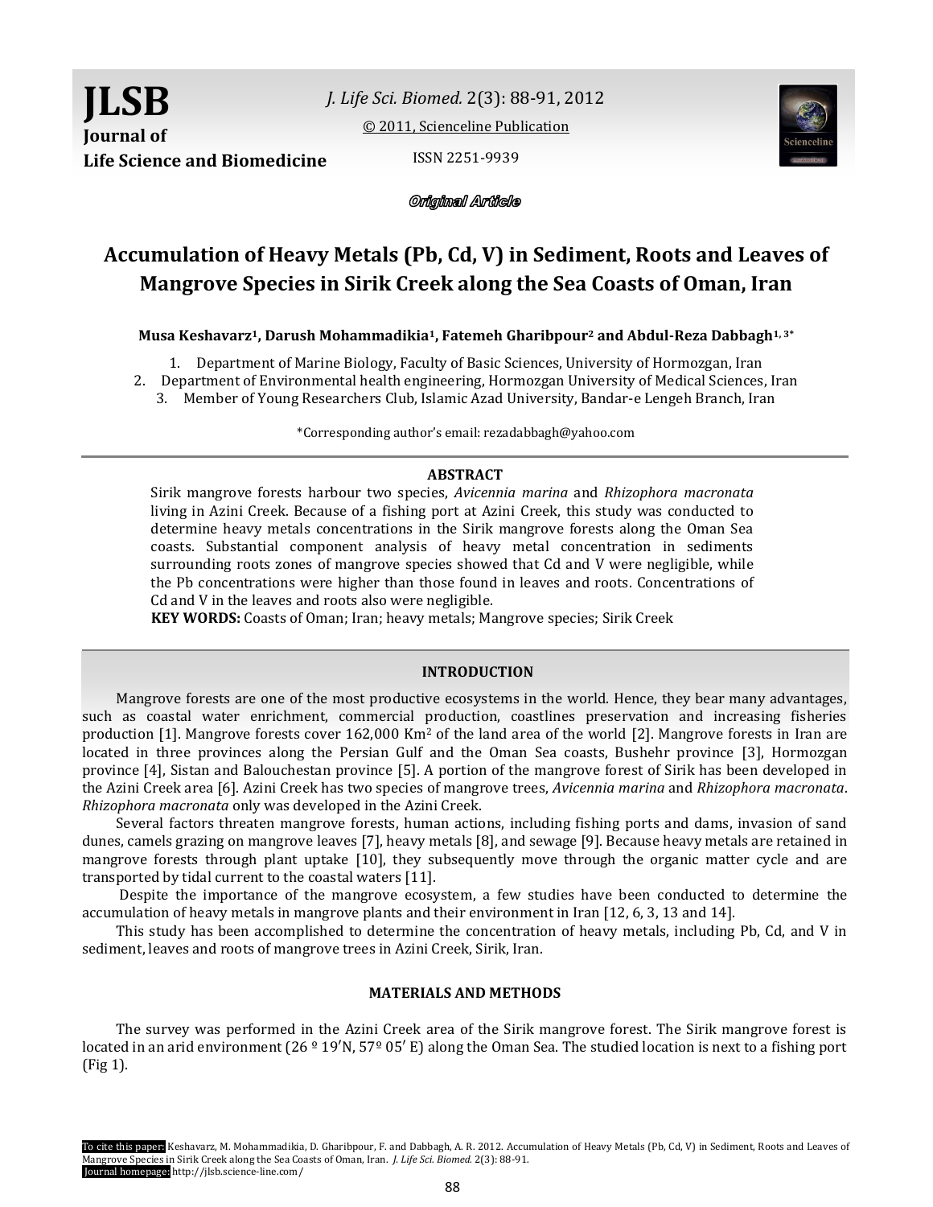*Original Article*

# Accumulation of Heavy Metals (Pb, Cd, V) in Sediment, Roots and Leaves of Mangrove Species in Sirik Creek along the Sea Coasts of Oman, Iran

**Musa Keshavarz[1], Darush Mohammadikia[1], Fatemeh Gharibpour[2] and Abdul-Reza Dabbagh[1, 3]***

1. Department of Marine Biology, Faculty of Basic Sciences, University of Hormozgan, Iran
2. Department of Environmental health engineering, Hormozgan University of Medical Sciences, Iran
3. Member of Young Researchers Club, Islamic Azad University, Bandar-e Lengeh Branch, Iran

*Corresponding author's email: rezadabbagh@yahoo.com

## ABSTRACT

Sirik mangrove forests harbour two species, *Avicennia marina* and *Rhizophora macronata* living in Azini Creek. Because of a fishing port at Azini Creek, this study was conducted to determine heavy metals concentrations in the Sirik mangrove forests along the Oman Sea coasts. Substantial component analysis of heavy metal concentration in sediments surrounding roots zones of mangrove species showed that Cd and V were negligible, while the Pb concentrations were higher than those found in leaves and roots. Concentrations of Cd and V in the leaves and roots also were negligible.

**KEY WORDS:** Coasts of Oman; Iran; heavy metals; Mangrove species; Sirik Creek

## INTRODUCTION

Mangrove forests are one of the most productive ecosystems in the world. Hence, they bear many advantages, such as coastal water enrichment, commercial production, coastlines preservation and increasing fisheries production [1]. Mangrove forests cover 162,000 Km$^2$ of the land area of the world [2]. Mangrove forests in Iran are located in three provinces along the Persian Gulf and the Oman Sea coasts, Bushehr province [3], Hormozgan province [4], Sistan and Balouchestan province [5]. A portion of the mangrove forest of Sirik has been developed in the Azini Creek area [6]. Azini Creek has two species of mangrove trees, *Avicennia marina* and *Rhizophora macronata*. *Rhizophora macronata* only was developed in the Azini Creek.

Several factors threaten mangrove forests, human actions, including fishing ports and dams, invasion of sand dunes, camels grazing on mangrove leaves [7], heavy metals [8], and sewage [9]. Because heavy metals are retained in mangrove forests through plant uptake [10], they subsequently move through the organic matter cycle and are transported by tidal current to the coastal waters [11].

Despite the importance of the mangrove ecosystem, a few studies have been conducted to determine the accumulation of heavy metals in mangrove plants and their environment in Iran [12, 6, 3, 13 and 14].

This study has been accomplished to determine the concentration of heavy metals, including Pb, Cd, and V in sediment, leaves and roots of mangrove trees in Azini Creek, Sirik, Iran.

## MATERIALS AND METHODS

The survey was performed in the Azini Creek area of the Sirik mangrove forest. The Sirik mangrove forest is located in an arid environment (26 º 19′N, 57º 05′ E) along the Oman Sea. The studied location is next to a fishing port (Fig 1).

To cite this paper: Keshavarz, M. Mohammadikia, D. Gharibpour, F. and Dabbagh, A. R. 2012. Accumulation of Heavy Metals (Pb, Cd, V) in Sediment, Roots and Leaves of Mangrove Species in Sirik Creek along the Sea Coasts of Oman, Iran. *J. Life Sci. Biomed.* 2(3): 88-91.
Journal homepage: http://jlsb.science-line.com/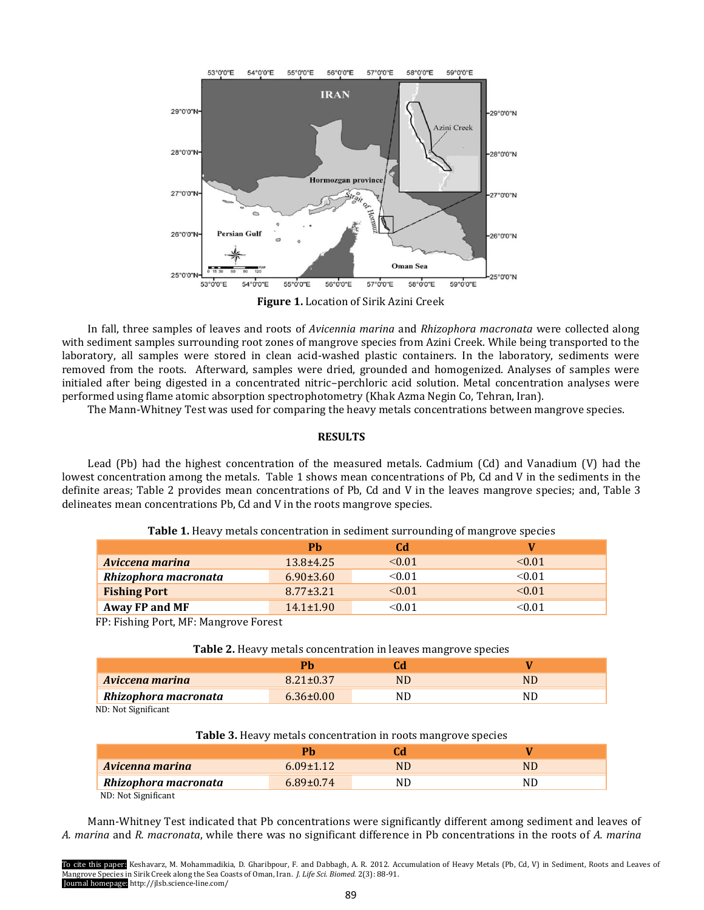Figure 1. Location of Sirik Azini Creek

In fall, three samples of leaves and roots of *Avicennia marina* and *Rhizophora macronata* were collected along with sediment samples surrounding root zones of mangrove species from Azini Creek. While being transported to the laboratory, all samples were stored in clean acid-washed plastic containers. In the laboratory, sediments were removed from the roots. Afterward, samples were dried, grounded and homogenized. Analyses of samples were initialed after being digested in a concentrated nitric–perchloric acid solution. Metal concentration analyses were performed using flame atomic absorption spectrophotometry (Khak Azma Negin Co, Tehran, Iran).

The Mann-Whitney Test was used for comparing the heavy metals concentrations between mangrove species.

## RESULTS

Lead (Pb) had the highest concentration of the measured metals. Cadmium (Cd) and Vanadium (V) had the lowest concentration among the metals. Table 1 shows mean concentrations of Pb, Cd and V in the sediments in the definite areas; Table 2 provides mean concentrations of Pb, Cd and V in the leaves mangrove species; and, Table 3 delineates mean concentrations Pb, Cd and V in the roots mangrove species.

**Table 1.** Heavy metals concentration in sediment surrounding of mangrove species

| | Pb | Cd | V |
|---|---|---|---|
| ***Aviccena marina*** | 13.8±4.25 | <0.01 | <0.01 |
| ***Rhizophora macronata*** | 6.90±3.60 | <0.01 | <0.01 |
| **Fishing Port** | 8.77±3.21 | <0.01 | <0.01 |
| **Away FP and MF** | 14.1±1.90 | <0.01 | <0.01 |

FP: Fishing Port, MF: Mangrove Forest

**Table 2.** Heavy metals concentration in leaves mangrove species

| | Pb | Cd | V |
|---|---|---|---|
| ***Aviccena marina*** | 8.21±0.37 | ND | ND |
| ***Rhizophora macronata*** | 6.36±0.00 | ND | ND |

ND: Not Significant

**Table 3.** Heavy metals concentration in roots mangrove species

| | Pb | Cd | V |
|---|---|---|---|
| ***Avicenna marina*** | 6.09±1.12 | ND | ND |
| ***Rhizophora macronata*** | 6.89±0.74 | ND | ND |

ND: Not Significant

Mann-Whitney Test indicated that Pb concentrations were significantly different among sediment and leaves of *A. marina* and *R. macronata*, while there was no significant difference in Pb concentrations in the roots of *A. marina*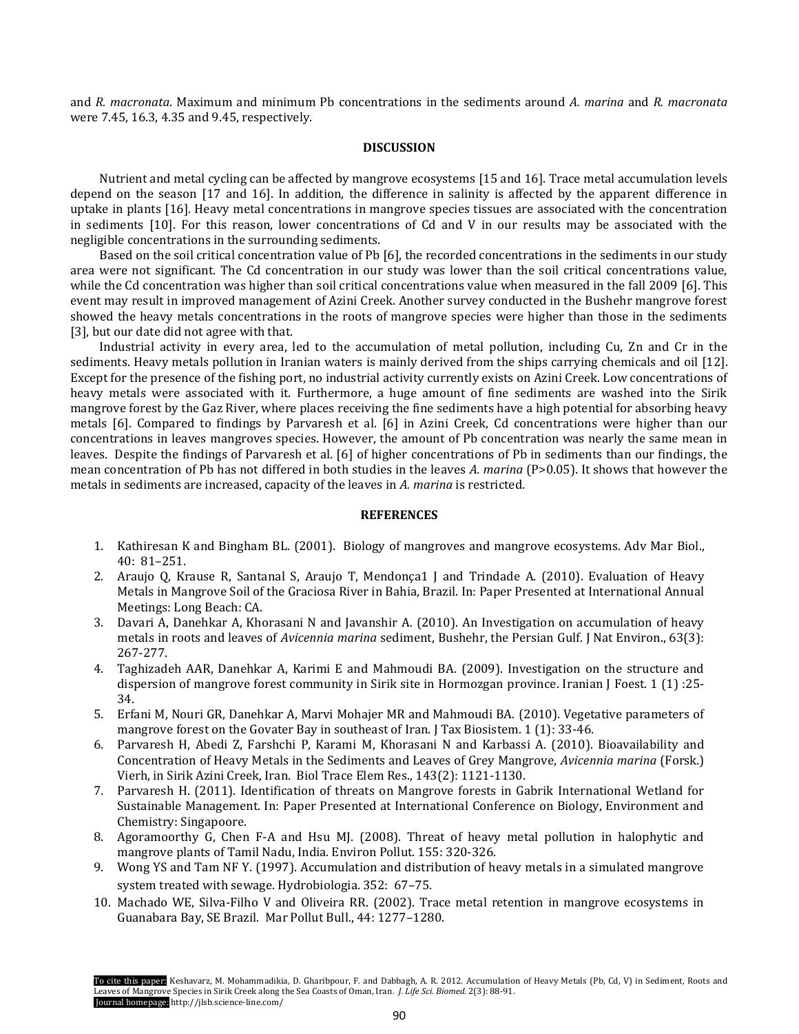and *R. macronata*. Maximum and minimum Pb concentrations in the sediments around *A. marina* and *R. macronata* were 7.45, 16.3, 4.35 and 9.45, respectively.

## DISCUSSION

Nutrient and metal cycling can be affected by mangrove ecosystems [15 and 16]. Trace metal accumulation levels depend on the season [17 and 16]. In addition, the difference in salinity is affected by the apparent difference in uptake in plants [16]. Heavy metal concentrations in mangrove species tissues are associated with the concentration in sediments [10]. For this reason, lower concentrations of Cd and V in our results may be associated with the negligible concentrations in the surrounding sediments.

Based on the soil critical concentration value of Pb [6], the recorded concentrations in the sediments in our study area were not significant. The Cd concentration in our study was lower than the soil critical concentrations value, while the Cd concentration was higher than soil critical concentrations value when measured in the fall 2009 [6]. This event may result in improved management of Azini Creek. Another survey conducted in the Bushehr mangrove forest showed the heavy metals concentrations in the roots of mangrove species were higher than those in the sediments [3], but our date did not agree with that.

Industrial activity in every area, led to the accumulation of metal pollution, including Cu, Zn and Cr in the sediments. Heavy metals pollution in Iranian waters is mainly derived from the ships carrying chemicals and oil [12]. Except for the presence of the fishing port, no industrial activity currently exists on Azini Creek. Low concentrations of heavy metals were associated with it. Furthermore, a huge amount of fine sediments are washed into the Sirik mangrove forest by the Gaz River, where places receiving the fine sediments have a high potential for absorbing heavy metals [6]. Compared to findings by Parvaresh et al. [6] in Azini Creek, Cd concentrations were higher than our concentrations in leaves mangroves species. However, the amount of Pb concentration was nearly the same mean in leaves. Despite the findings of Parvaresh et al. [6] of higher concentrations of Pb in sediments than our findings, the mean concentration of Pb has not differed in both studies in the leaves *A. marina* ($P>0.05$). It shows that however the metals in sediments are increased, capacity of the leaves in *A. marina* is restricted.

## REFERENCES

1. Kathiresan K and Bingham BL. (2001). Biology of mangroves and mangrove ecosystems. Adv Mar Biol., 40: 81–251.
2. Araujo Q, Krause R, Santanal S, Araujo T, Mendonça1 J and Trindade A. (2010). Evaluation of Heavy Metals in Mangrove Soil of the Graciosa River in Bahia, Brazil. In: Paper Presented at International Annual Meetings: Long Beach: CA.
3. Davari A, Danehkar A, Khorasani N and Javanshir A. (2010). An Investigation on accumulation of heavy metals in roots and leaves of *Avicennia marina* sediment, Bushehr, the Persian Gulf. J Nat Environ., 63(3): 267-277.
4. Taghizadeh AAR, Danehkar A, Karimi E and Mahmoudi BA. (2009). Investigation on the structure and dispersion of mangrove forest community in Sirik site in Hormozgan province. Iranian J Foest. 1 (1) :25-34.
5. Erfani M, Nouri GR, Danehkar A, Marvi Mohajer MR and Mahmoudi BA. (2010). Vegetative parameters of mangrove forest on the Govater Bay in southeast of Iran. J Tax Biosistem. 1 (1): 33-46.
6. Parvaresh H, Abedi Z, Farshchi P, Karami M, Khorasani N and Karbassi A. (2010). Bioavailability and Concentration of Heavy Metals in the Sediments and Leaves of Grey Mangrove, *Avicennia marina* (Forsk.) Vierh, in Sirik Azini Creek, Iran. Biol Trace Elem Res., 143(2): 1121-1130.
7. Parvaresh H. (2011). Identification of threats on Mangrove forests in Gabrik International Wetland for Sustainable Management. In: Paper Presented at International Conference on Biology, Environment and Chemistry: Singapoore.
8. Agoramoorthy G, Chen F-A and Hsu MJ. (2008). Threat of heavy metal pollution in halophytic and mangrove plants of Tamil Nadu, India. Environ Pollut. 155: 320-326.
9. Wong YS and Tam NF Y. (1997). Accumulation and distribution of heavy metals in a simulated mangrove system treated with sewage. Hydrobiologia. 352: 67–75.
10. Machado WE, Silva-Filho V and Oliveira RR. (2002). Trace metal retention in mangrove ecosystems in Guanabara Bay, SE Brazil. Mar Pollut Bull., 44: 1277–1280.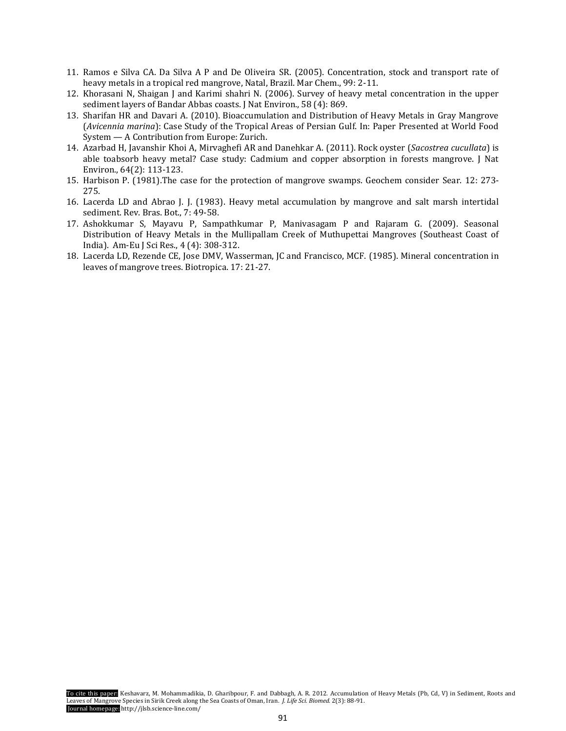11. Ramos e Silva CA. Da Silva A P and De Oliveira SR. (2005). Concentration, stock and transport rate of heavy metals in a tropical red mangrove, Natal, Brazil. Mar Chem., 99: 2-11.
12. Khorasani N, Shaigan J and Karimi shahri N. (2006). Survey of heavy metal concentration in the upper sediment layers of Bandar Abbas coasts. J Nat Environ., 58 (4): 869.
13. Sharifan HR and Davari A. (2010). Bioaccumulation and Distribution of Heavy Metals in Gray Mangrove (*Avicennia marina*): Case Study of the Tropical Areas of Persian Gulf. In: Paper Presented at World Food System — A Contribution from Europe: Zurich.
14. Azarbad H, Javanshir Khoi A, Mirvaghefi AR and Danehkar A. (2011). Rock oyster (*Sacostrea cucullata*) is able toabsorb heavy metal? Case study: Cadmium and copper absorption in forests mangrove. J Nat Environ., 64(2): 113-123.
15. Harbison P. (1981).The case for the protection of mangrove swamps. Geochem consider Sear. 12: 273-275.
16. Lacerda LD and Abrao J. J. (1983). Heavy metal accumulation by mangrove and salt marsh intertidal sediment. Rev. Bras. Bot., 7: 49-58.
17. Ashokkumar S, Mayavu P, Sampathkumar P, Manivasagam P and Rajaram G. (2009). Seasonal Distribution of Heavy Metals in the Mullipallam Creek of Muthupettai Mangroves (Southeast Coast of India). Am-Eu J Sci Res., 4 (4): 308-312.
18. Lacerda LD, Rezende CE, Jose DMV, Wasserman, JC and Francisco, MCF. (1985). Mineral concentration in leaves of mangrove trees. Biotropica. 17: 21-27.